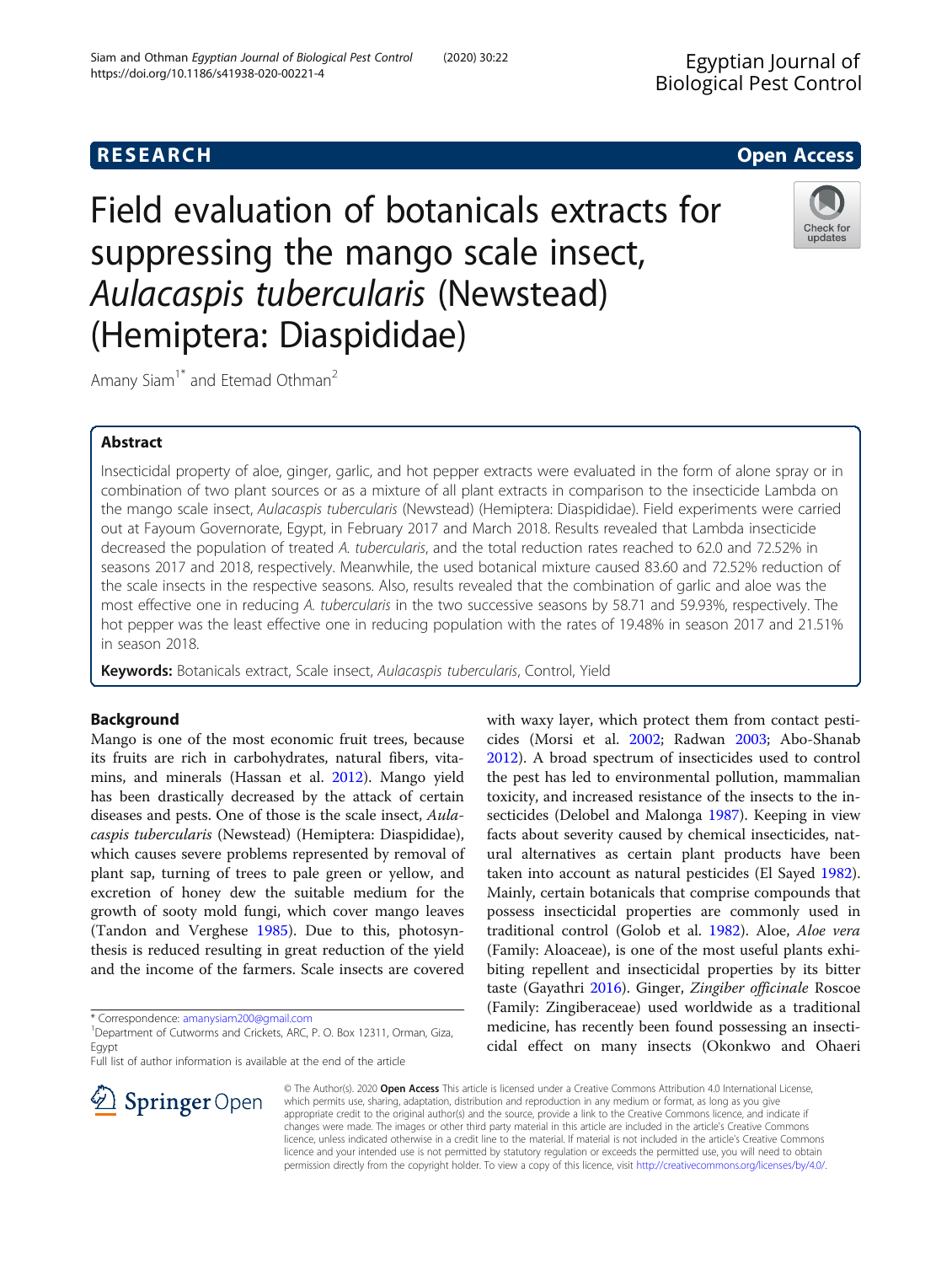**RESEARCH** **Open Access**

# Field evaluation of botanicals extracts for suppressing the mango scale insect, *Aulacaspis tubercularis* (Newstead) (Hemiptera: Diaspididae)

Amany Siam[1*] and Etemad Othman[2]

## Abstract

Insecticidal property of aloe, ginger, garlic, and hot pepper extracts were evaluated in the form of alone spray or in combination of two plant sources or as a mixture of all plant extracts in comparison to the insecticide Lambda on the mango scale insect, *Aulacaspis tubercularis* (Newstead) (Hemiptera: Diaspididae). Field experiments were carried out at Fayoum Governorate, Egypt, in February 2017 and March 2018. Results revealed that Lambda insecticide decreased the population of treated *A. tubercularis*, and the total reduction rates reached to 62.0 and 72.52% in seasons 2017 and 2018, respectively. Meanwhile, the used botanical mixture caused 83.60 and 72.52% reduction of the scale insects in the respective seasons. Also, results revealed that the combination of garlic and aloe was the most effective one in reducing *A. tubercularis* in the two successive seasons by 58.71 and 59.93%, respectively. The hot pepper was the least effective one in reducing population with the rates of 19.48% in season 2017 and 21.51% in season 2018.

**Keywords:** Botanicals extract, Scale insect, *Aulacaspis tubercularis*, Control, Yield

## Background

Mango is one of the most economic fruit trees, because its fruits are rich in carbohydrates, natural fibers, vitamins, and minerals (Hassan et al. 2012). Mango yield has been drastically decreased by the attack of certain diseases and pests. One of those is the scale insect, *Aulacaspis tubercularis* (Newstead) (Hemiptera: Diaspididae), which causes severe problems represented by removal of plant sap, turning of trees to pale green or yellow, and excretion of honey dew the suitable medium for the growth of sooty mold fungi, which cover mango leaves (Tandon and Verghese 1985). Due to this, photosynthesis is reduced resulting in great reduction of the yield and the income of the farmers. Scale insects are covered with waxy layer, which protect them from contact pesticides (Morsi et al. 2002; Radwan 2003; Abo-Shanab 2012). A broad spectrum of insecticides used to control the pest has led to environmental pollution, mammalian toxicity, and increased resistance of the insects to the insecticides (Delobel and Malonga 1987). Keeping in view facts about severity caused by chemical insecticides, natural alternatives as certain plant products have been taken into account as natural pesticides (El Sayed 1982). Mainly, certain botanicals that comprise compounds that possess insecticidal properties are commonly used in traditional control (Golob et al. 1982). Aloe, *Aloe vera* (Family: Aloaceae), is one of the most useful plants exhibiting repellent and insecticidal properties by its bitter taste (Gayathri 2016). Ginger, *Zingiber officinale* Roscoe (Family: Zingiberaceae) used worldwide as a traditional medicine, has recently been found possessing an insecticidal effect on many insects (Okonkwo and Ohaeri

\* Correspondence: amanysiam200@gmail.com
[1]Department of Cutworms and Crickets, ARC, P. O. Box 12311, Orman, Giza, Egypt
Full list of author information is available at the end of the article

© The Author(s). 2020 **Open Access** This article is licensed under a Creative Commons Attribution 4.0 International License, which permits use, sharing, adaptation, distribution and reproduction in any medium or format, as long as you give appropriate credit to the original author(s) and the source, provide a link to the Creative Commons licence, and indicate if changes were made. The images or other third party material in this article are included in the article's Creative Commons licence, unless indicated otherwise in a credit line to the material. If material is not included in the article's Creative Commons licence and your intended use is not permitted by statutory regulation or exceeds the permitted use, you will need to obtain permission directly from the copyright holder. To view a copy of this licence, visit http://creativecommons.org/licenses/by/4.0/.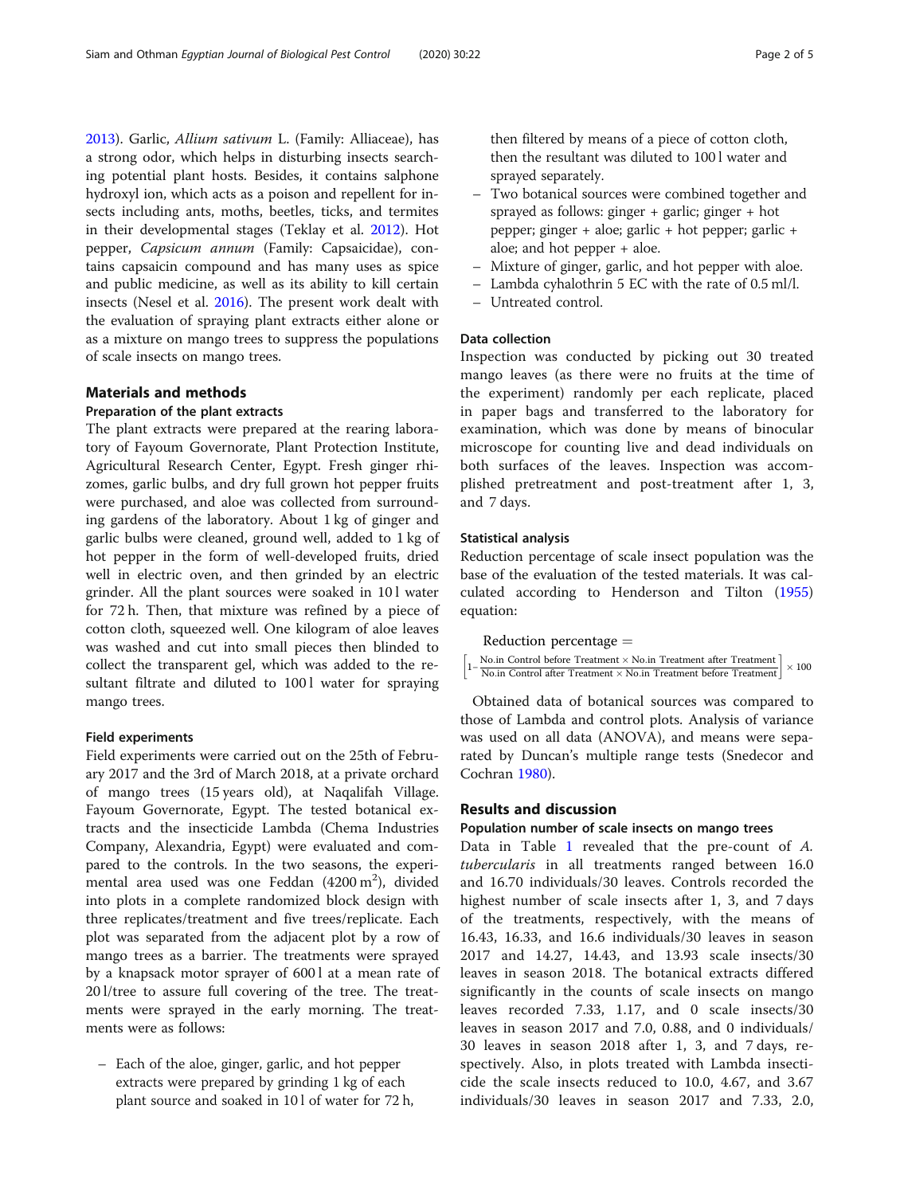2013). Garlic, *Allium sativum* L. (Family: Alliaceae), has a strong odor, which helps in disturbing insects searching potential plant hosts. Besides, it contains salphone hydroxyl ion, which acts as a poison and repellent for insects including ants, moths, beetles, ticks, and termites in their developmental stages (Teklay et al. 2012). Hot pepper, *Capsicum annum* (Family: Capsaicidae), contains capsaicin compound and has many uses as spice and public medicine, as well as its ability to kill certain insects (Nesel et al. 2016). The present work dealt with the evaluation of spraying plant extracts either alone or as a mixture on mango trees to suppress the populations of scale insects on mango trees.

## Materials and methods

### Preparation of the plant extracts

The plant extracts were prepared at the rearing laboratory of Fayoum Governorate, Plant Protection Institute, Agricultural Research Center, Egypt. Fresh ginger rhizomes, garlic bulbs, and dry full grown hot pepper fruits were purchased, and aloe was collected from surrounding gardens of the laboratory. About 1 kg of ginger and garlic bulbs were cleaned, ground well, added to 1 kg of hot pepper in the form of well-developed fruits, dried well in electric oven, and then grinded by an electric grinder. All the plant sources were soaked in 10 l water for 72 h. Then, that mixture was refined by a piece of cotton cloth, squeezed well. One kilogram of aloe leaves was washed and cut into small pieces then blinded to collect the transparent gel, which was added to the resultant filtrate and diluted to 100 l water for spraying mango trees.

### Field experiments

Field experiments were carried out on the 25th of February 2017 and the 3rd of March 2018, at a private orchard of mango trees (15 years old), at Naqalifah Village. Fayoum Governorate, Egypt. The tested botanical extracts and the insecticide Lambda (Chema Industries Company, Alexandria, Egypt) were evaluated and compared to the controls. In the two seasons, the experimental area used was one Feddan (4200 $m^2$), divided into plots in a complete randomized block design with three replicates/treatment and five trees/replicate. Each plot was separated from the adjacent plot by a row of mango trees as a barrier. The treatments were sprayed by a knapsack motor sprayer of 600 l at a mean rate of 20 l/tree to assure full covering of the tree. The treatments were sprayed in the early morning. The treatments were as follows:

- Each of the aloe, ginger, garlic, and hot pepper extracts were prepared by grinding 1 kg of each plant source and soaked in 10 l of water for 72 h, then filtered by means of a piece of cotton cloth, then the resultant was diluted to 100 l water and sprayed separately.
- Two botanical sources were combined together and sprayed as follows: ginger + garlic; ginger + hot pepper; ginger + aloe; garlic + hot pepper; garlic + aloe; and hot pepper + aloe.
- Mixture of ginger, garlic, and hot pepper with aloe.
- Lambda cyhalothrin 5 EC with the rate of 0.5 ml/l.
- Untreated control.

### Data collection

Inspection was conducted by picking out 30 treated mango leaves (as there were no fruits at the time of the experiment) randomly per each replicate, placed in paper bags and transferred to the laboratory for examination, which was done by means of binocular microscope for counting live and dead individuals on both surfaces of the leaves. Inspection was accomplished pretreatment and post-treatment after 1, 3, and 7 days.

### Statistical analysis

Reduction percentage of scale insect population was the base of the evaluation of the tested materials. It was calculated according to Henderson and Tilton (1955) equation:

$$\text{Reduction percentage} = \left[1 - \frac{\text{No.in Control before Treatment} \times \text{No.in Treatment after Treatment}}{\text{No.in Control after Treatment} \times \text{No.in Treatment before Treatment}}\right] \times 100$$

Obtained data of botanical sources was compared to those of Lambda and control plots. Analysis of variance was used on all data (ANOVA), and means were separated by Duncan's multiple range tests (Snedecor and Cochran 1980).

## Results and discussion

### Population number of scale insects on mango trees

Data in Table 1 revealed that the pre-count of *A. tubercularis* in all treatments ranged between 16.0 and 16.70 individuals/30 leaves. Controls recorded the highest number of scale insects after 1, 3, and 7 days of the treatments, respectively, with the means of 16.43, 16.33, and 16.6 individuals/30 leaves in season 2017 and 14.27, 14.43, and 13.93 scale insects/30 leaves in season 2018. The botanical extracts differed significantly in the counts of scale insects on mango leaves recorded 7.33, 1.17, and 0 scale insects/30 leaves in season 2017 and 7.0, 0.88, and 0 individuals/30 leaves in season 2018 after 1, 3, and 7 days, respectively. Also, in plots treated with Lambda insecticide the scale insects reduced to 10.0, 4.67, and 3.67 individuals/30 leaves in season 2017 and 7.33, 2.0,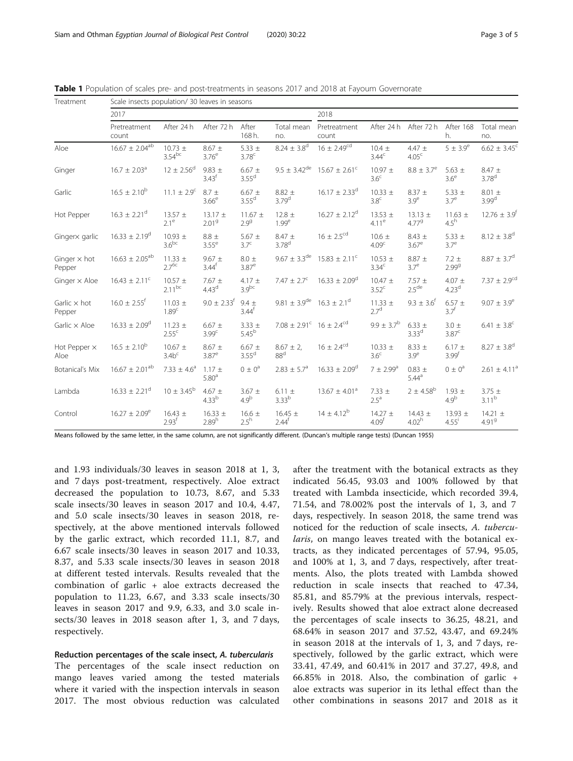**Table 1** Population of scales pre- and post-treatments in seasons 2017 and 2018 at Fayoum Governorate

| Treatment | Scale insects population/ 30 leaves in seasons | | | | | | | | | |
|---|---|---|---|---|---|---|---|---|---|---|
| | 2017 | | | | | 2018 | | | | |
| | Pretreatment count | After 24 h | After 72 h | After 168 h. | Total mean no. | Pretreatment count | After 24 h | After 72 h | After 168 h. | Total mean no. |
| Aloe | 16.67 ± 2.04[ab] | 10.73 ± 3.54[bc] | 8.67 ± 3.76[e] | 5.33 ± 3.78[c] | 8.24 ± 3.8[d] | 16 ± 2.49[cd] | 10.4 ± 3.44[c] | 4.47 ± 4.05[c] | 5 ± 3.9[e] | 6.62 ± 3.45[c] |
| Ginger | 16.7 ± 2.03[a] | 12 ± 2.56[d] | 9.83 ± 3.43[f] | 6.67 ± 3.55[d] | 9.5 ± 3.42[de] | 15.67 ± 2.61[c] | 10.97 ± 3.6[c] | 8.8 ± 3.7[e] | 5.63 ± 3.6[e] | 8.47 ± 3.78[d] |
| Garlic | 16.5 ± 2.10[b] | 11.1 ± 2.9[c] | 8.7 ± 3.66[e] | 6.67 ± 3.55[d] | 8.82 ± 3.79[d] | 16.17 ± 2.33[d] | 10.33 ± 3.8[c] | 8.37 ± 3.9[e] | 5.33 ± 3.7[e] | 8.01 ± 3.99[d] |
| Hot Pepper | 16.3 ± 2.21[d] | 13.57 ± 2.1[e] | 13.17 ± 2.01[g] | 11.67 ± 2.9[g] | 12.8 ± 1.99[e] | 16.27 ± 2.12[d] | 13.53 ± 4.11[e] | 13.13 ± 4.77[g] | 11.63 ± 4.5[h] | 12.76 ± 3.9[f] |
| Ginger× garlic | 16.33 ± 2.19[d] | 10.93 ± 3.6[bc] | 8.8 ± 3.55[e] | 5.67 ± 3.7[c] | 8.47 ± 3.78[d] | 16 ± 2.5[cd] | 10.6 ± 4.09[c] | 8.43 ± 3.67[e] | 5.33 ± 3.7[e] | 8.12 ± 3.8[d] |
| Ginger × hot Pepper | 16.63 ± 2.05[ab] | 11.33 ± 2.7[bc] | 9.67 ± 3.44[f] | 8.0 ± 3.87[e] | 9.67 ± 3.3[de] | 15.83 ± 2.11[c] | 10.53 ± 3.34[c] | 8.87 ± 3.7[e] | 7.2 ± 2.99[g] | 8.87 ± 3.7[d] |
| Ginger × Aloe | 16.43 ± 2.11[c] | 10.57 ± 2.11[bc] | 7.67 ± 4.43[d] | 4.17 ± 3.9[bc] | 7.47 ± 2.7[c] | 16.33 ± 2.09[d] | 10.47 ± 3.52[c] | 7.57 ± 2.5[de] | 4.07 ± 4.23[d] | 7.37 ± 2.9[cd] |
| Garlic × hot Pepper | 16.0 ± 2.55[f] | 11.03 ± 1.89[c] | 9.0 ± 2.33[f] | 9.4 ± 3.44[f] | 9.81 ± 3.9[de] | 16.3 ± 2.1[d] | 11.33 ± 2.7[d] | 9.3 ± 3.6[f] | 6.57 ± 3.7[f] | 9.07 ± 3.9[e] |
| Garlic × Aloe | 16.33 ± 2.09[d] | 11.23 ± 2.55[c] | 6.67 ± 3.99[c] | 3.33 ± 5.45[b] | 7.08 ± 2.91[c] | 16 ± 2.4[cd] | 9.9 ± 3.7[b] | 6.33 ± 3.33[d] | 3.0 ± 3.87[c] | 6.41 ± 3.8[c] |
| Hot Pepper × Aloe | 16.5 ± 2.10[b] | 10.67 ± 3.4b[c] | 8.67 ± 3.87[e] | 6.67 ± 3.55[d] | 8.67 ± 2, 88[d] | 16 ± 2.4[cd] | 10.33 ± 3.6[c] | 8.33 ± 3.9[e] | 6.17 ± 3.99[f] | 8.27 ± 3.8[d] |
| Botanical's Mix | 16.67 ± 2.01[ab] | 7.33 ± 4.6[a] | 1.17 ± 5.80[a] | 0 ± 0[a] | 2.83 ± 5.7[a] | 16.33 ± 2.09[d] | 7 ± 2.99[a] | 0.83 ± 5.44[a] | 0 ± 0[a] | 2.61 ± 4.11[a] |
| Lambda | 16.33 ± 2.21[d] | 10 ± 3.45[b] | 4.67 ± 4.33[b] | 3.67 ± 4.9[b] | 6.11 ± 3.33[b] | 13.67 ± 4.01[a] | 7.33 ± 2.5[a] | 2 ± 4.58[b] | 1.93 ± 4.9[b] | 3.75 ± 3.11[b] |
| Control | 16.27 ± 2.09[e] | 16.43 ± 2.93[f] | 16.33 ± 2.89[h] | 16.6 ± 2.5[h] | 16.45 ± 2.44[f] | 14 ± 4.12[b] | 14.27 ± 4.09[f] | 14.43 ± 4.02[h] | 13.93 ± 4.55[i] | 14.21 ± 4.91[g] |

Means followed by the same letter, in the same column, are not significantly different. (Duncan's multiple range tests) (Duncan 1955)

and 1.93 individuals/30 leaves in season 2018 at 1, 3, and 7 days post-treatment, respectively. Aloe extract decreased the population to 10.73, 8.67, and 5.33 scale insects/30 leaves in season 2017 and 10.4, 4.47, and 5.0 scale insects/30 leaves in season 2018, respectively, at the above mentioned intervals followed by the garlic extract, which recorded 11.1, 8.7, and 6.67 scale insects/30 leaves in season 2017 and 10.33, 8.37, and 5.33 scale insects/30 leaves in season 2018 at different tested intervals. Results revealed that the combination of garlic + aloe extracts decreased the population to 11.23, 6.67, and 3.33 scale insects/30 leaves in season 2017 and 9.9, 6.33, and 3.0 scale insects/30 leaves in 2018 season after 1, 3, and 7 days, respectively.

### Reduction percentages of the scale insect, *A. tubercularis*

The percentages of the scale insect reduction on mango leaves varied among the tested materials where it varied with the inspection intervals in season 2017. The most obvious reduction was calculated after the treatment with the botanical extracts as they indicated 56.45, 93.03 and 100% followed by that treated with Lambda insecticide, which recorded 39.4, 71.54, and 78.002% post the intervals of 1, 3, and 7 days, respectively. In season 2018, the same trend was noticed for the reduction of scale insects, *A. tubercularis*, on mango leaves treated with the botanical extracts, as they indicated percentages of 57.94, 95.05, and 100% at 1, 3, and 7 days, respectively, after treatments. Also, the plots treated with Lambda showed reduction in scale insects that reached to 47.34, 85.81, and 85.79% at the previous intervals, respectively. Results showed that aloe extract alone decreased the percentages of scale insects to 36.25, 48.21, and 68.64% in season 2017 and 37.52, 43.47, and 69.24% in season 2018 at the intervals of 1, 3, and 7 days, respectively, followed by the garlic extract, which were 33.41, 47.49, and 60.41% in 2017 and 37.27, 49.8, and 66.85% in 2018. Also, the combination of garlic + aloe extracts was superior in its lethal effect than the other combinations in seasons 2017 and 2018 as it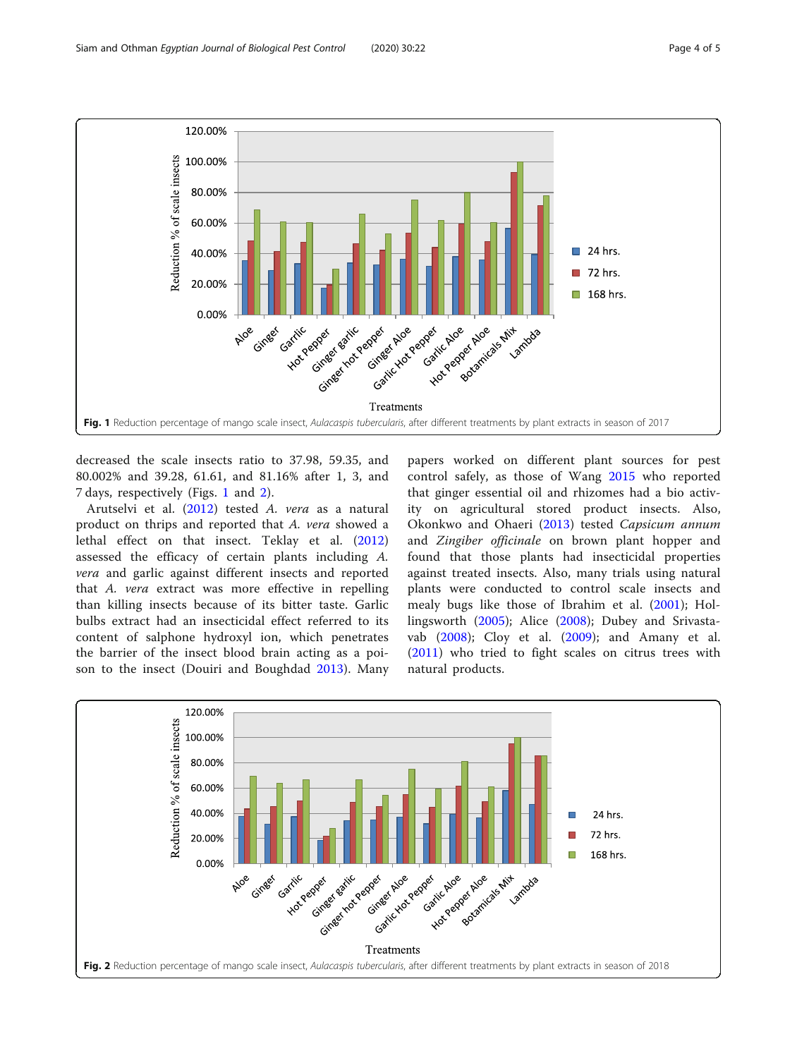Fig. 1 Reduction percentage of mango scale insect, *Aulacaspis tubercularis*, after different treatments by plant extracts in season of 2017

decreased the scale insects ratio to 37.98, 59.35, and 80.002% and 39.28, 61.61, and 81.16% after 1, 3, and 7 days, respectively (Figs. 1 and 2).

Arutselvi et al. (2012) tested *A. vera* as a natural product on thrips and reported that *A. vera* showed a lethal effect on that insect. Teklay et al. (2012) assessed the efficacy of certain plants including *A. vera* and garlic against different insects and reported that *A. vera* extract was more effective in repelling than killing insects because of its bitter taste. Garlic bulbs extract had an insecticidal effect referred to its content of salphone hydroxyl ion, which penetrates the barrier of the insect blood brain acting as a poison to the insect (Douiri and Boughdad 2013). Many papers worked on different plant sources for pest control safely, as those of Wang 2015 who reported that ginger essential oil and rhizomes had a bio activity on agricultural stored product insects. Also, Okonkwo and Ohaeri (2013) tested *Capsicum annum* and *Zingiber officinale* on brown plant hopper and found that those plants had insecticidal properties against treated insects. Also, many trials using natural plants were conducted to control scale insects and mealy bugs like those of Ibrahim et al. (2001); Hollingsworth (2005); Alice (2008); Dubey and Srivastavab (2008); Cloy et al. (2009); and Amany et al. (2011) who tried to fight scales on citrus trees with natural products.

Fig. 2 Reduction percentage of mango scale insect, *Aulacaspis tubercularis*, after different treatments by plant extracts in season of 2018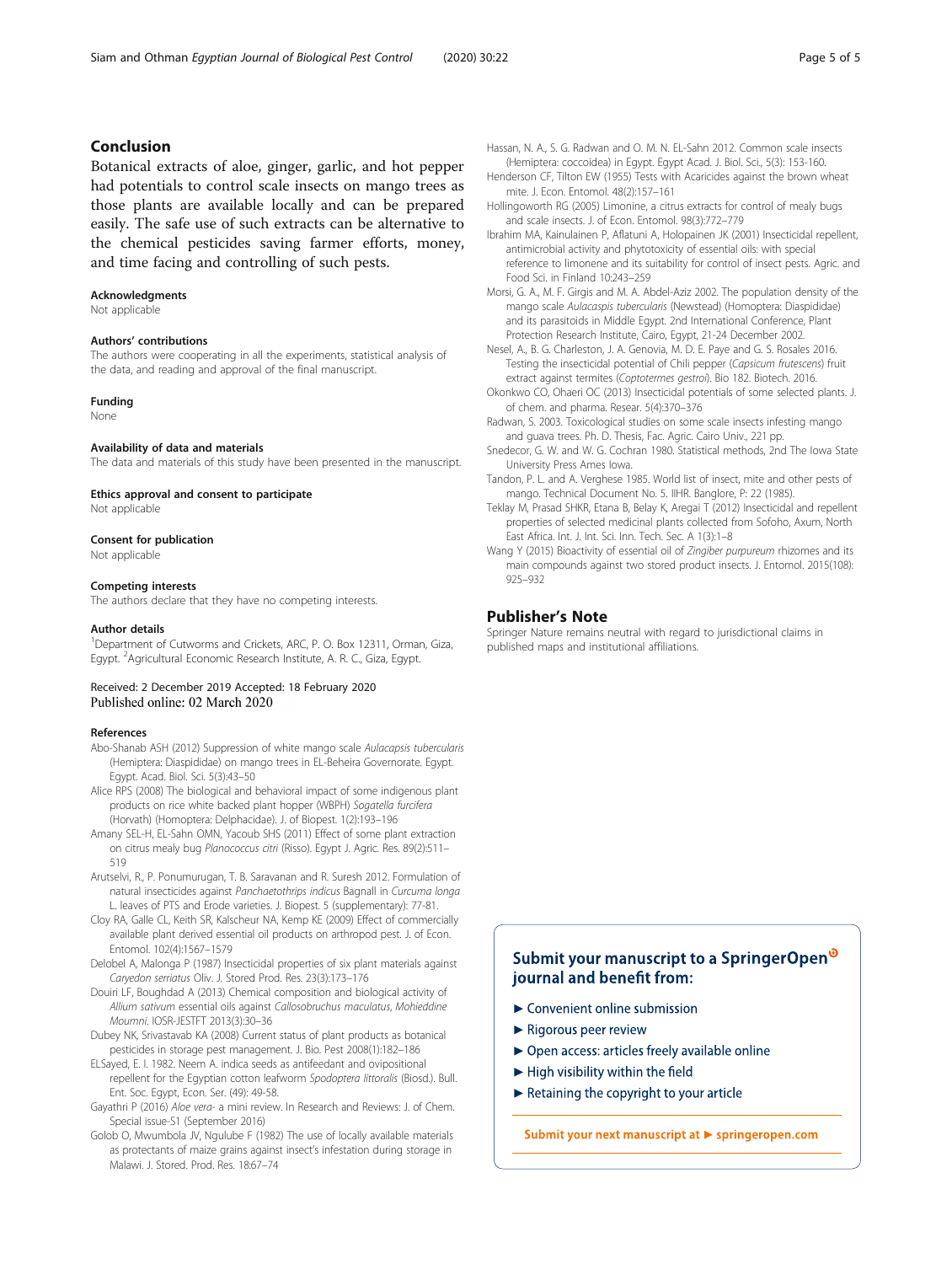## Conclusion

Botanical extracts of aloe, ginger, garlic, and hot pepper had potentials to control scale insects on mango trees as those plants are available locally and can be prepared easily. The safe use of such extracts can be alternative to the chemical pesticides saving farmer efforts, money, and time facing and controlling of such pests.

#### Acknowledgments

Not applicable

#### Authors' contributions

The authors were cooperating in all the experiments, statistical analysis of the data, and reading and approval of the final manuscript.

#### Funding

None

#### Availability of data and materials

The data and materials of this study have been presented in the manuscript.

#### Ethics approval and consent to participate

Not applicable

#### Consent for publication

Not applicable

#### Competing interests

The authors declare that they have no competing interests.

#### Author details

[1]Department of Cutworms and Crickets, ARC, P. O. Box 12311, Orman, Giza, Egypt. [2]Agricultural Economic Research Institute, A. R. C., Giza, Egypt.

Received: 2 December 2019 Accepted: 18 February 2020
Published online: 02 March 2020

#### References

Abo-Shanab ASH (2012) Suppression of white mango scale *Aulacapsis tubercularis* (Hemiptera: Diaspididae) on mango trees in EL-Beheira Governorate. Egypt. Egypt. Acad. Biol. Sci. 5(3):43–50

Alice RPS (2008) The biological and behavioral impact of some indigenous plant products on rice white backed plant hopper (WBPH) *Sogatella furcifera* (Horvath) (Homoptera: Delphacidae). J. of Biopest. 1(2):193–196

Amany SEL-H, EL-Sahn OMN, Yacoub SHS (2011) Effect of some plant extraction on citrus mealy bug *Planococcus citri* (Risso). Egypt J. Agric. Res. 89(2):511–519

Arutselvi, R., P. Ponumurugan, T. B. Saravanan and R. Suresh 2012. Formulation of natural insecticides against *Panchaetothrips indicus* Bagnall in *Curcuma longa* L. leaves of PTS and Erode varieties. J. Biopest. 5 (supplementary): 77-81.

Cloy RA, Galle CL, Keith SR, Kalscheur NA, Kemp KE (2009) Effect of commercially available plant derived essential oil products on arthropod pest. J. of Econ. Entomol. 102(4):1567–1579

Delobel A, Malonga P (1987) Insecticidal properties of six plant materials against *Caryedon serriatus* Oliv. J. Stored Prod. Res. 23(3):173–176

Douiri LF, Boughdad A (2013) Chemical composition and biological activity of *Allium sativum* essential oils against *Callosobruchus maculatus, Mohieddine Moumni*. IOSR-JESTFT 2013(3):30–36

Dubey NK, Srivastavab KA (2008) Current status of plant products as botanical pesticides in storage pest management. J. Bio. Pest 2008(1):182–186

ELSayed, E. I. 1982. Neem A. indica seeds as antifeedant and ovipositional repellent for the Egyptian cotton leafworm *Spodoptera littoralis* (Biosd.). Bull. Ent. Soc. Egypt, Econ. Ser. (49): 49-58.

Gayathri P (2016) *Aloe vera*- a mini review. In Research and Reviews: J. of Chem. Special issue-S1 (September 2016)

Golob O, Mwumbola JV, Ngulube F (1982) The use of locally available materials as protectants of maize grains against insect's infestation during storage in Malawi. J. Stored. Prod. Res. 18:67–74

Hassan, N. A., S. G. Radwan and O. M. N. EL-Sahn 2012. Common scale insects (Hemiptera: coccoidea) in Egypt. Egypt Acad. J. Biol. Sci., 5(3): 153-160.

Henderson CF, Tilton EW (1955) Tests with Acaricides against the brown wheat mite. J. Econ. Entomol. 48(2):157–161

Hollingoworth RG (2005) Limonine, a citrus extracts for control of mealy bugs and scale insects. J. of Econ. Entomol. 98(3):772–779

Ibrahim MA, Kainulainen P, Aflatuni A, Holopainen JK (2001) Insecticidal repellent, antimicrobial activity and phytotoxicity of essential oils: with special reference to limonene and its suitability for control of insect pests. Agric. and Food Sci. in Finland 10:243–259

Morsi, G. A., M. F. Girgis and M. A. Abdel-Aziz 2002. The population density of the mango scale *Aulacaspis tubercularis* (Newstead) (Homoptera: Diaspididae) and its parasitoids in Middle Egypt. 2nd International Conference, Plant Protection Research Institute, Cairo, Egypt, 21-24 December 2002.

Nesel, A., B. G. Charleston, J. A. Genovia, M. D. E. Paye and G. S. Rosales 2016. Testing the insecticidal potential of Chili pepper (*Capsicum frutescens*) fruit extract against termites (*Coptotermes gestroi*). Bio 182. Biotech. 2016.

Okonkwo CO, Ohaeri OC (2013) Insecticidal potentials of some selected plants. J. of chem. and pharma. Resear. 5(4):370–376

Radwan, S. 2003. Toxicological studies on some scale insects infesting mango and guava trees. Ph. D. Thesis, Fac. Agric. Cairo Univ., 221 pp.

Snedecor, G. W. and W. G. Cochran 1980. Statistical methods, 2nd The Iowa State University Press Ames Iowa.

Tandon, P. L. and A. Verghese 1985. World list of insect, mite and other pests of mango. Technical Document No. 5. IIHR. Banglore, P: 22 (1985).

Teklay M, Prasad SHKR, Etana B, Belay K, Aregai T (2012) Insecticidal and repellent properties of selected medicinal plants collected from Sofoho, Axum, North East Africa. Int. J. Int. Sci. Inn. Tech. Sec. A 1(3):1–8

Wang Y (2015) Bioactivity of essential oil of *Zingiber purpureum* rhizomes and its main compounds against two stored product insects. J. Entomol. 2015(108): 925–932

## Publisher's Note

Springer Nature remains neutral with regard to jurisdictional claims in published maps and institutional affiliations.